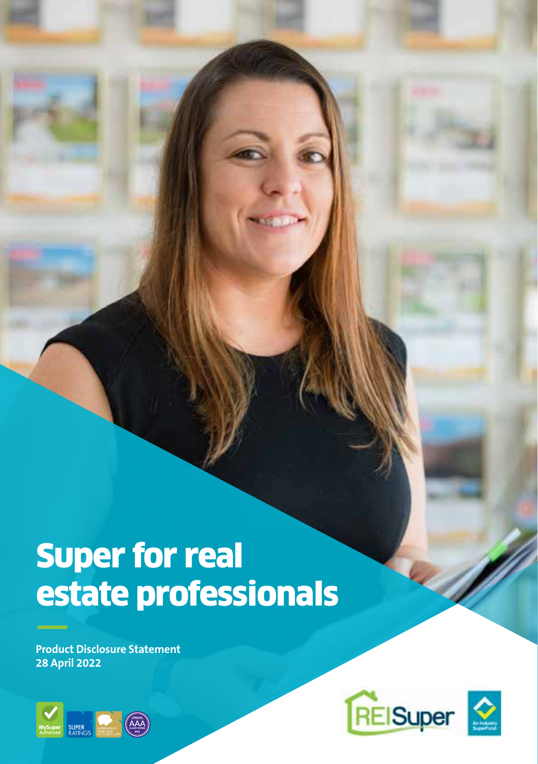# Super for real estate professionals

**Product Disclosure Statement**
**28 April 2022**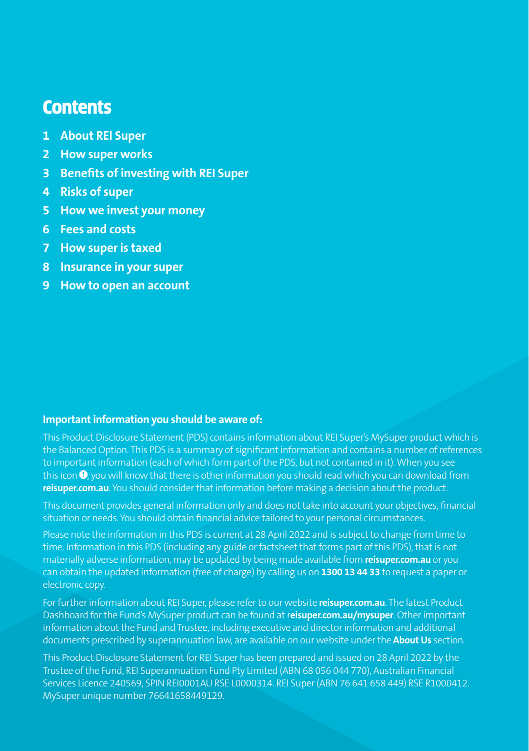# Contents

1. **About REI Super**
2. **How super works**
3. **Benefits of investing with REI Super**
4. **Risks of super**
5. **How we invest your money**
6. **Fees and costs**
7. **How super is taxed**
8. **Insurance in your super**
9. **How to open an account**

**Important information you should be aware of:**

This Product Disclosure Statement (PDS) contains information about REI Super's MySuper product which is the Balanced Option. This PDS is a summary of significant information and contains a number of references to important information (each of which form part of the PDS, but not contained in it). When you see this icon ❶, you will know that there is other information you should read which you can download from **reisuper.com.au**. You should consider that information before making a decision about the product.

This document provides general information only and does not take into account your objectives, financial situation or needs. You should obtain financial advice tailored to your personal circumstances.

Please note the information in this PDS is current at 28 April 2022 and is subject to change from time to time. Information in this PDS (including any guide or factsheet that forms part of this PDS), that is not materially adverse information, may be updated by being made available from **reisuper.com.au** or you can obtain the updated information (free of charge) by calling us on **1300 13 44 33** to request a paper or electronic copy.

For further information about REI Super, please refer to our website **reisuper.com.au**. The latest Product Dashboard for the Fund's MySuper product can be found at **reisuper.com.au/mysuper**. Other important information about the Fund and Trustee, including executive and director information and additional documents prescribed by superannuation law, are available on our website under the **About Us** section.

This Product Disclosure Statement for REI Super has been prepared and issued on 28 April 2022 by the Trustee of the Fund, REI Superannuation Fund Pty Limited (ABN 68 056 044 770), Australian Financial Services Licence 240569, SPIN REI0001AU RSE L0000314. REI Super (ABN 76 641 658 449) RSE R1000412. MySuper unique number 76641658449129.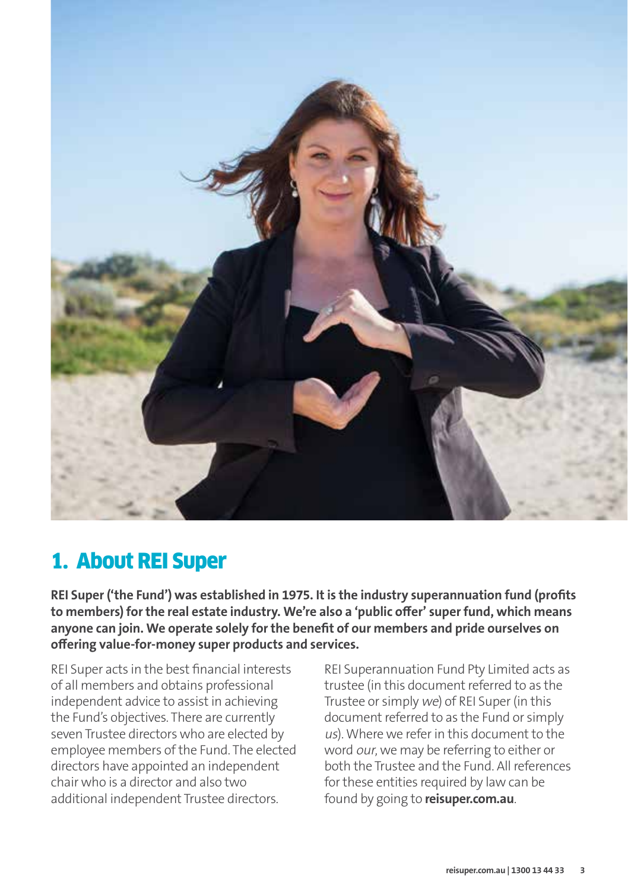# 1. About REI Super

**REI Super ('the Fund') was established in 1975. It is the industry superannuation fund (profits to members) for the real estate industry. We're also a 'public offer' super fund, which means anyone can join. We operate solely for the benefit of our members and pride ourselves on offering value-for-money super products and services.**

REI Super acts in the best financial interests of all members and obtains professional independent advice to assist in achieving the Fund's objectives. There are currently seven Trustee directors who are elected by employee members of the Fund. The elected directors have appointed an independent chair who is a director and also two additional independent Trustee directors.

REI Superannuation Fund Pty Limited acts as trustee (in this document referred to as the Trustee or simply *we*) of REI Super (in this document referred to as the Fund or simply *us*). Where we refer in this document to the word *our*, we may be referring to either or both the Trustee and the Fund. All references for these entities required by law can be found by going to **reisuper.com.au**.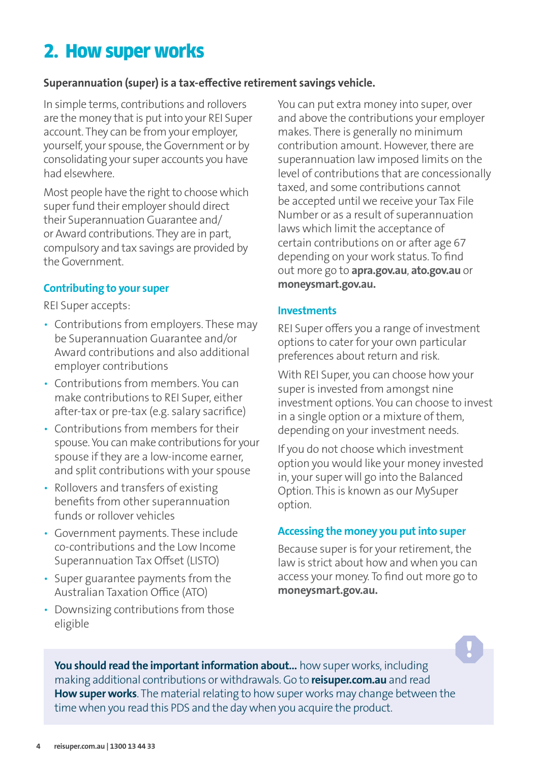# 2. How super works

**Superannuation (super) is a tax-effective retirement savings vehicle.**

In simple terms, contributions and rollovers are the money that is put into your REI Super account. They can be from your employer, yourself, your spouse, the Government or by consolidating your super accounts you have had elsewhere.

Most people have the right to choose which super fund their employer should direct their Superannuation Guarantee and/or Award contributions. They are in part, compulsory and tax savings are provided by the Government.

## Contributing to your super

REI Super accepts:

- Contributions from employers. These may be Superannuation Guarantee and/or Award contributions and also additional employer contributions
- Contributions from members. You can make contributions to REI Super, either after-tax or pre-tax (e.g. salary sacrifice)
- Contributions from members for their spouse. You can make contributions for your spouse if they are a low-income earner, and split contributions with your spouse
- Rollovers and transfers of existing benefits from other superannuation funds or rollover vehicles
- Government payments. These include co-contributions and the Low Income Superannuation Tax Offset (LISTO)
- Super guarantee payments from the Australian Taxation Office (ATO)
- Downsizing contributions from those eligible

You can put extra money into super, over and above the contributions your employer makes. There is generally no minimum contribution amount. However, there are superannuation law imposed limits on the level of contributions that are concessionally taxed, and some contributions cannot be accepted until we receive your Tax File Number or as a result of superannuation laws which limit the acceptance of certain contributions on or after age 67 depending on your work status. To find out more go to **apra.gov.au**, **ato.gov.au** or **moneysmart.gov.au.**

## Investments

REI Super offers you a range of investment options to cater for your own particular preferences about return and risk.

With REI Super, you can choose how your super is invested from amongst nine investment options. You can choose to invest in a single option or a mixture of them, depending on your investment needs.

If you do not choose which investment option you would like your money invested in, your super will go into the Balanced Option. This is known as our MySuper option.

## Accessing the money you put into super

Because super is for your retirement, the law is strict about how and when you can access your money. To find out more go to **moneysmart.gov.au.**

**You should read the important information about...** how super works, including making additional contributions or withdrawals. Go to **reisuper.com.au** and read **How super works**. The material relating to how super works may change between the time when you read this PDS and the day when you acquire the product.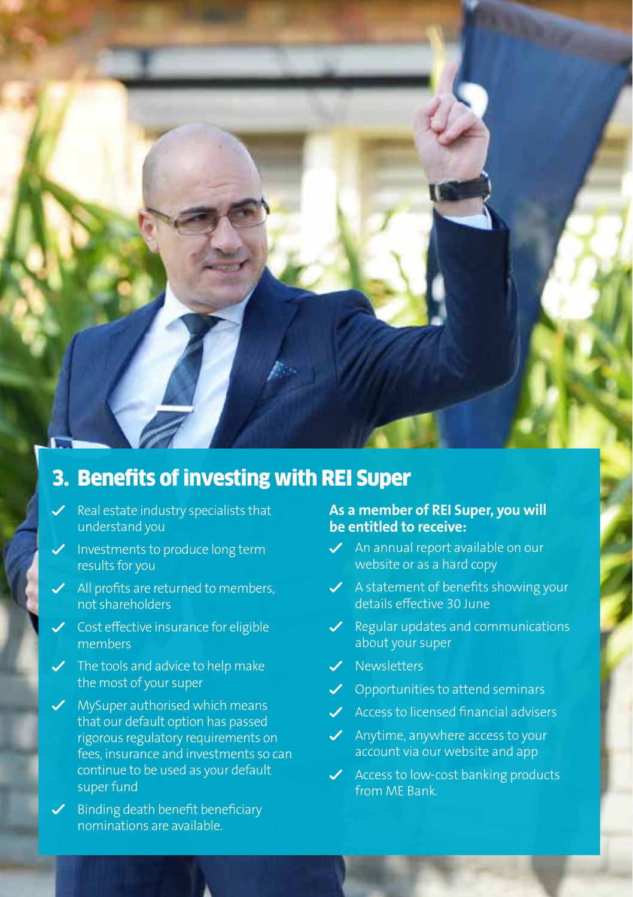## 3. Benefits of investing with REI Super

- Real estate industry specialists that understand you
- Investments to produce long term results for you
- All profits are returned to members, not shareholders
- Cost effective insurance for eligible members
- The tools and advice to help make the most of your super
- MySuper authorised which means that our default option has passed rigorous regulatory requirements on fees, insurance and investments so can continue to be used as your default super fund
- Binding death benefit beneficiary nominations are available.

**As a member of REI Super, you will be entitled to receive:**

- An annual report available on our website or as a hard copy
- A statement of benefits showing your details effective 30 June
- Regular updates and communications about your super
- Newsletters
- Opportunities to attend seminars
- Access to licensed financial advisers
- Anytime, anywhere access to your account via our website and app
- Access to low-cost banking products from ME Bank.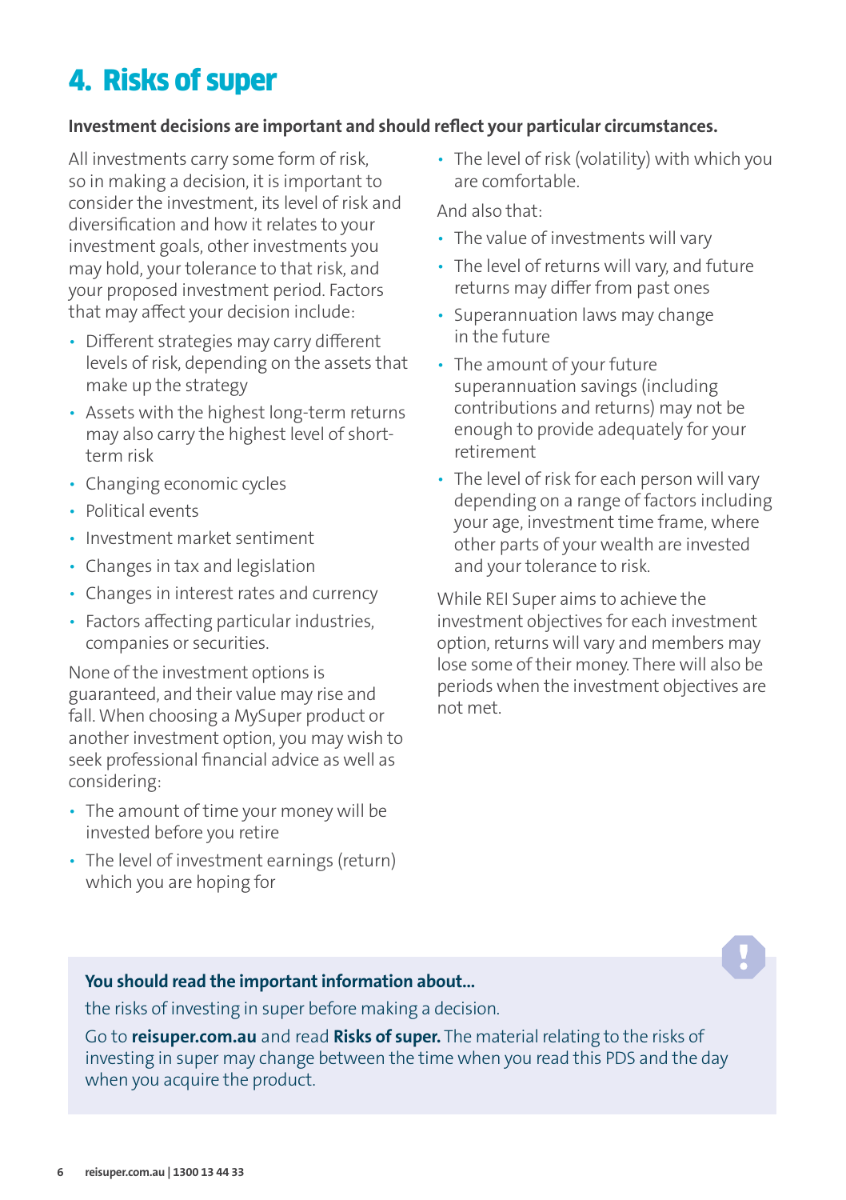# 4. Risks of super

**Investment decisions are important and should reflect your particular circumstances.**

All investments carry some form of risk, so in making a decision, it is important to consider the investment, its level of risk and diversification and how it relates to your investment goals, other investments you may hold, your tolerance to that risk, and your proposed investment period. Factors that may affect your decision include:

- Different strategies may carry different levels of risk, depending on the assets that make up the strategy
- Assets with the highest long-term returns may also carry the highest level of short-term risk
- Changing economic cycles
- Political events
- Investment market sentiment
- Changes in tax and legislation
- Changes in interest rates and currency
- Factors affecting particular industries, companies or securities.

None of the investment options is guaranteed, and their value may rise and fall. When choosing a MySuper product or another investment option, you may wish to seek professional financial advice as well as considering:

- The amount of time your money will be invested before you retire
- The level of investment earnings (return) which you are hoping for
- The level of risk (volatility) with which you are comfortable.

And also that:

- The value of investments will vary
- The level of returns will vary, and future returns may differ from past ones
- Superannuation laws may change in the future
- The amount of your future superannuation savings (including contributions and returns) may not be enough to provide adequately for your retirement
- The level of risk for each person will vary depending on a range of factors including your age, investment time frame, where other parts of your wealth are invested and your tolerance to risk.

While REI Super aims to achieve the investment objectives for each investment option, returns will vary and members may lose some of their money. There will also be periods when the investment objectives are not met.

**You should read the important information about...**

the risks of investing in super before making a decision.

Go to **reisuper.com.au** and read **Risks of super.** The material relating to the risks of investing in super may change between the time when you read this PDS and the day when you acquire the product.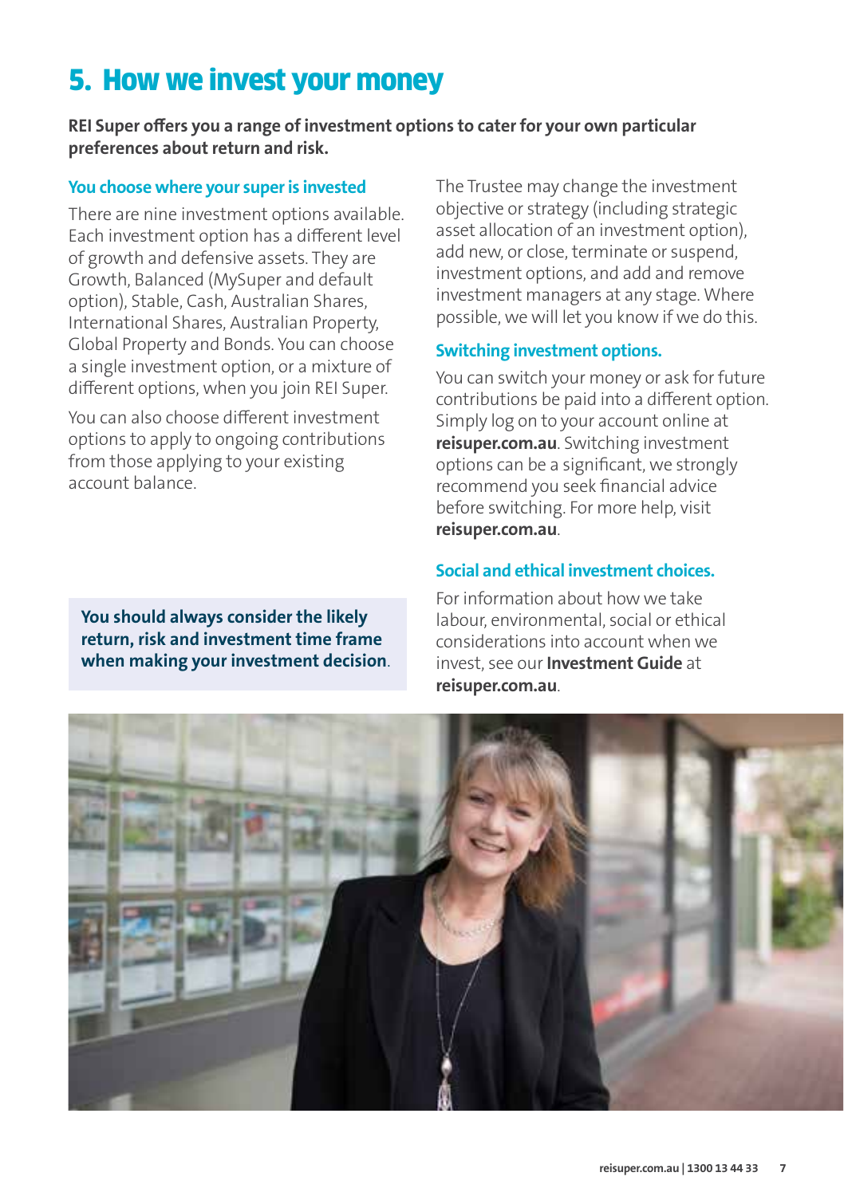# 5. How we invest your money

**REI Super offers you a range of investment options to cater for your own particular preferences about return and risk.**

## You choose where your super is invested

There are nine investment options available. Each investment option has a different level of growth and defensive assets. They are Growth, Balanced (MySuper and default option), Stable, Cash, Australian Shares, International Shares, Australian Property, Global Property and Bonds. You can choose a single investment option, or a mixture of different options, when you join REI Super.

You can also choose different investment options to apply to ongoing contributions from those applying to your existing account balance.

**You should always consider the likely return, risk and investment time frame when making your investment decision.**

The Trustee may change the investment objective or strategy (including strategic asset allocation of an investment option), add new, or close, terminate or suspend, investment options, and add and remove investment managers at any stage. Where possible, we will let you know if we do this.

## Switching investment options.

You can switch your money or ask for future contributions be paid into a different option. Simply log on to your account online at **reisuper.com.au**. Switching investment options can be a significant, we strongly recommend you seek financial advice before switching. For more help, visit **reisuper.com.au**.

## Social and ethical investment choices.

For information about how we take labour, environmental, social or ethical considerations into account when we invest, see our **Investment Guide** at **reisuper.com.au**.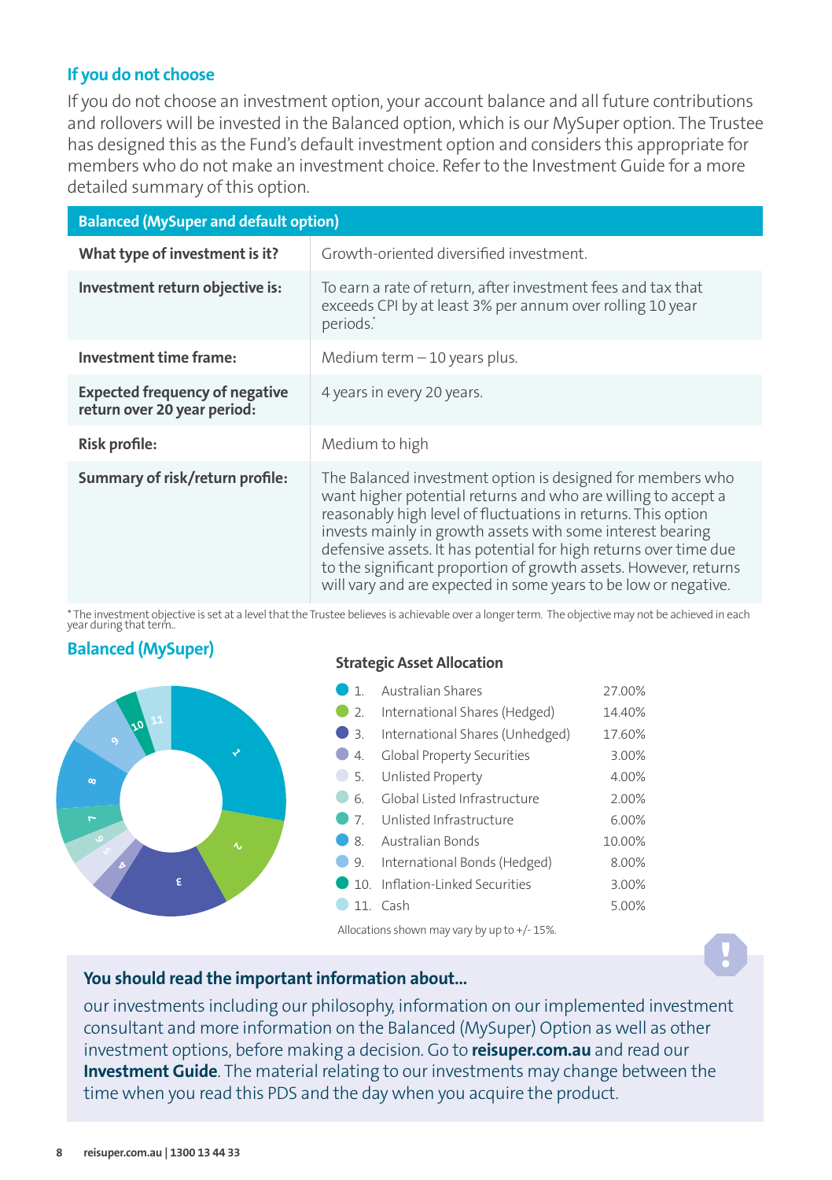## If you do not choose

If you do not choose an investment option, your account balance and all future contributions and rollovers will be invested in the Balanced option, which is our MySuper option. The Trustee has designed this as the Fund's default investment option and considers this appropriate for members who do not make an investment choice. Refer to the Investment Guide for a more detailed summary of this option.

| Balanced (MySuper and default option) | |
|---|---|
| **What type of investment is it?** | Growth-oriented diversified investment. |
| **Investment return objective is:** | To earn a rate of return, after investment fees and tax that exceeds CPI by at least 3% per annum over rolling 10 year periods.* |
| **Investment time frame:** | Medium term – 10 years plus. |
| **Expected frequency of negative return over 20 year period:** | 4 years in every 20 years. |
| **Risk profile:** | Medium to high |
| **Summary of risk/return profile:** | The Balanced investment option is designed for members who want higher potential returns and who are willing to accept a reasonably high level of fluctuations in returns. This option invests mainly in growth assets with some interest bearing defensive assets. It has potential for high returns over time due to the significant proportion of growth assets. However, returns will vary and are expected in some years to be low or negative. |

* The investment objective is set at a level that the Trustee believes is achievable over a longer term. The objective may not be achieved in each year during that term..

## Balanced (MySuper)

**Strategic Asset Allocation**

| | | |
|---|---|---|
| 1. | Australian Shares | 27.00% |
| 2. | International Shares (Hedged) | 14.40% |
| 3. | International Shares (Unhedged) | 17.60% |
| 4. | Global Property Securities | 3.00% |
| 5. | Unlisted Property | 4.00% |
| 6. | Global Listed Infrastructure | 2.00% |
| 7. | Unlisted Infrastructure | 6.00% |
| 8. | Australian Bonds | 10.00% |
| 9. | International Bonds (Hedged) | 8.00% |
| 10. | Inflation-Linked Securities | 3.00% |
| 11. | Cash | 5.00% |

Allocations shown may vary by up to +/- 15%.

### You should read the important information about...

our investments including our philosophy, information on our implemented investment consultant and more information on the Balanced (MySuper) Option as well as other investment options, before making a decision. Go to **reisuper.com.au** and read our **Investment Guide**. The material relating to our investments may change between the time when you read this PDS and the day when you acquire the product.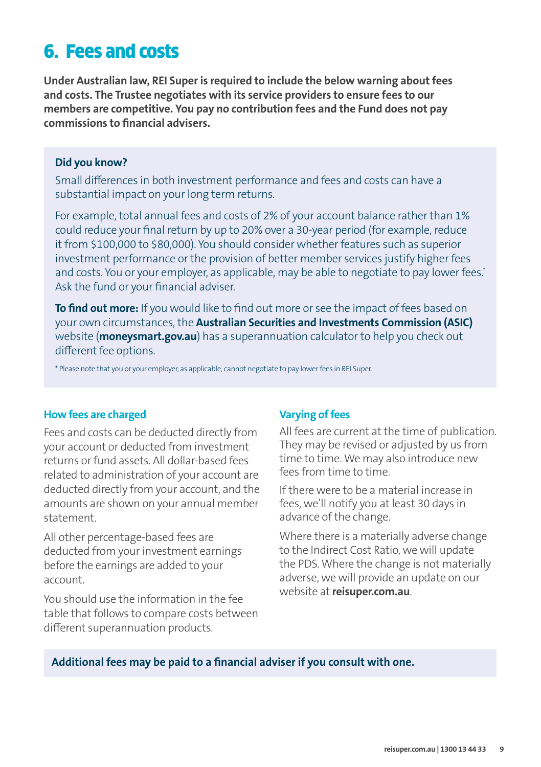# 6. Fees and costs

**Under Australian law, REI Super is required to include the below warning about fees and costs. The Trustee negotiates with its service providers to ensure fees to our members are competitive. You pay no contribution fees and the Fund does not pay commissions to financial advisers.**

**Did you know?**

Small differences in both investment performance and fees and costs can have a substantial impact on your long term returns.

For example, total annual fees and costs of 2% of your account balance rather than 1% could reduce your final return by up to 20% over a 30-year period (for example, reduce it from $100,000 to $80,000). You should consider whether features such as superior investment performance or the provision of better member services justify higher fees and costs. You or your employer, as applicable, may be able to negotiate to pay lower fees.* Ask the fund or your financial adviser.

**To find out more:** If you would like to find out more or see the impact of fees based on your own circumstances, the **Australian Securities and Investments Commission (ASIC)** website (**moneysmart.gov.au**) has a superannuation calculator to help you check out different fee options.

* Please note that you or your employer, as applicable, cannot negotiate to pay lower fees in REI Super.

### How fees are charged

Fees and costs can be deducted directly from your account or deducted from investment returns or fund assets. All dollar-based fees related to administration of your account are deducted directly from your account, and the amounts are shown on your annual member statement.

All other percentage-based fees are deducted from your investment earnings before the earnings are added to your account.

You should use the information in the fee table that follows to compare costs between different superannuation products.

### Varying of fees

All fees are current at the time of publication. They may be revised or adjusted by us from time to time. We may also introduce new fees from time to time.

If there were to be a material increase in fees, we'll notify you at least 30 days in advance of the change.

Where there is a materially adverse change to the Indirect Cost Ratio, we will update the PDS. Where the change is not materially adverse, we will provide an update on our website at **reisuper.com.au**.

**Additional fees may be paid to a financial adviser if you consult with one.**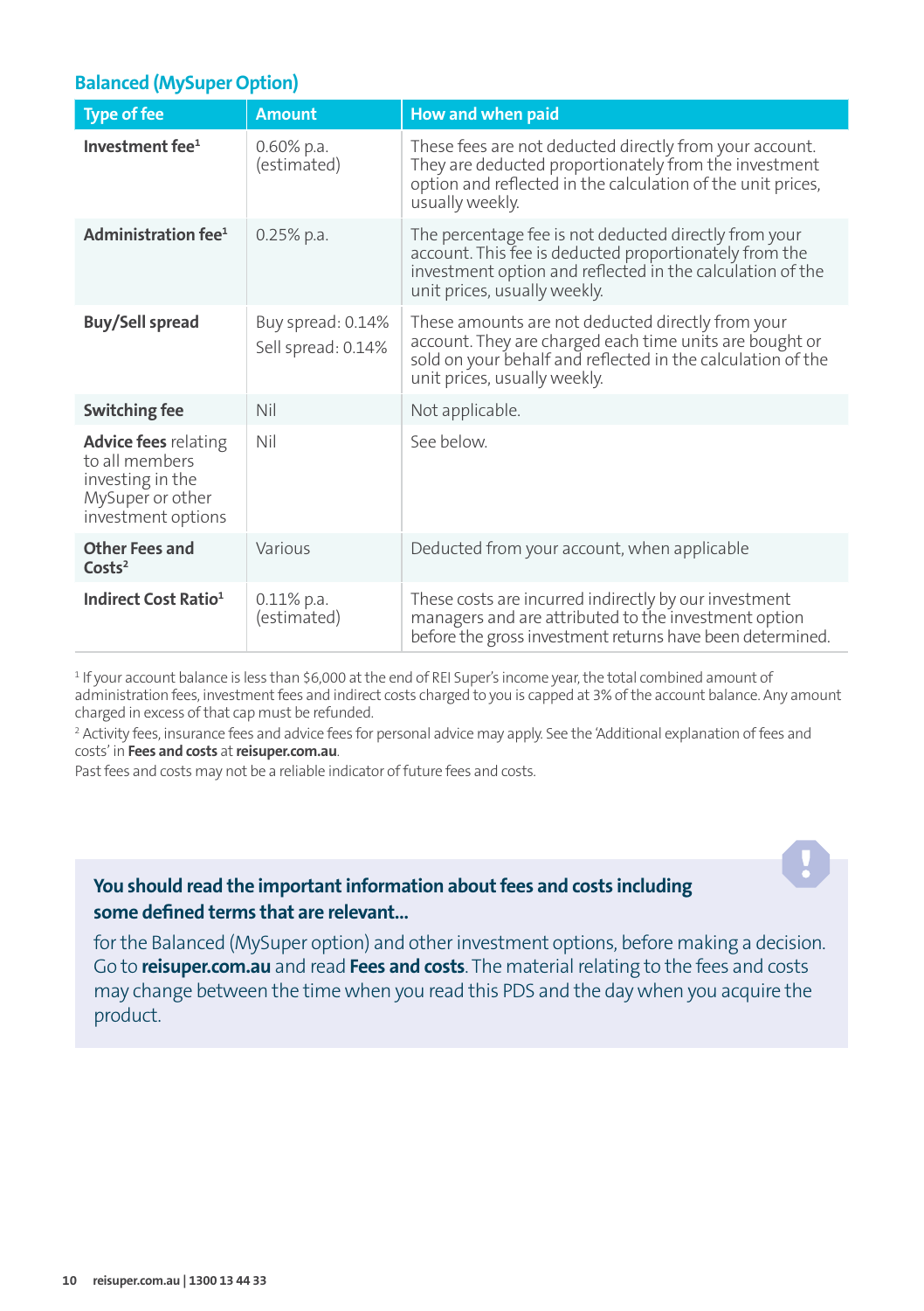## Balanced (MySuper Option)

| Type of fee | Amount | How and when paid |
|---|---|---|
| **Investment fee**[1] | 0.60% p.a. (estimated) | These fees are not deducted directly from your account. They are deducted proportionately from the investment option and reflected in the calculation of the unit prices, usually weekly. |
| **Administration fee**[1] | 0.25% p.a. | The percentage fee is not deducted directly from your account. This fee is deducted proportionately from the investment option and reflected in the calculation of the unit prices, usually weekly. |
| **Buy/Sell spread** | Buy spread: 0.14%<br>Sell spread: 0.14% | These amounts are not deducted directly from your account. They are charged each time units are bought or sold on your behalf and reflected in the calculation of the unit prices, usually weekly. |
| **Switching fee** | Nil | Not applicable. |
| **Advice fees** relating to all members investing in the MySuper or other investment options | Nil | See below. |
| **Other Fees and Costs**[2] | Various | Deducted from your account, when applicable |
| **Indirect Cost Ratio**[1] | 0.11% p.a. (estimated) | These costs are incurred indirectly by our investment managers and are attributed to the investment option before the gross investment returns have been determined. |

[1] If your account balance is less than $6,000 at the end of REI Super's income year, the total combined amount of administration fees, investment fees and indirect costs charged to you is capped at 3% of the account balance. Any amount charged in excess of that cap must be refunded.

[2] Activity fees, insurance fees and advice fees for personal advice may apply. See the 'Additional explanation of fees and costs' in **Fees and costs** at **reisuper.com.au**.

Past fees and costs may not be a reliable indicator of future fees and costs.

**You should read the important information about fees and costs including some defined terms that are relevant...**

for the Balanced (MySuper option) and other investment options, before making a decision. Go to **reisuper.com.au** and read **Fees and costs**. The material relating to the fees and costs may change between the time when you read this PDS and the day when you acquire the product.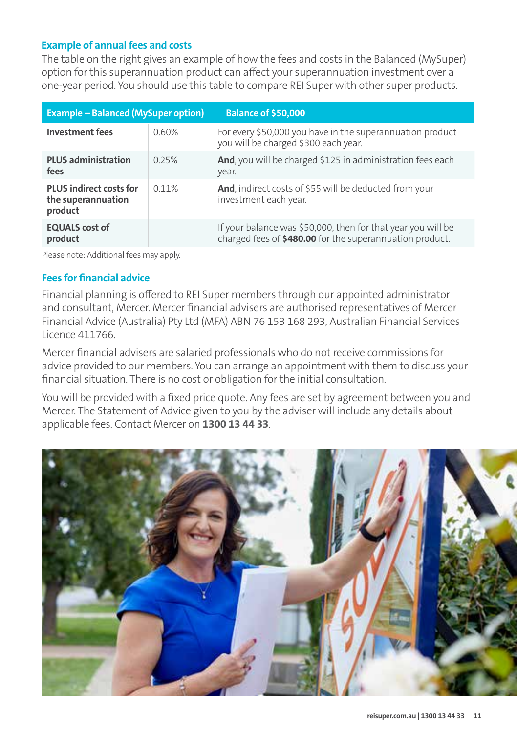## Example of annual fees and costs

The table on the right gives an example of how the fees and costs in the Balanced (MySuper) option for this superannuation product can affect your superannuation investment over a one-year period. You should use this table to compare REI Super with other super products.

| Example – Balanced (MySuper option) | | Balance of $50,000 |
|---|---|---|
| **Investment fees** | 0.60% | For every $50,000 you have in the superannuation product you will be charged $300 each year. |
| **PLUS administration fees** | 0.25% | **And**, you will be charged $125 in administration fees each year. |
| **PLUS indirect costs for the superannuation product** | 0.11% | **And**, indirect costs of $55 will be deducted from your investment each year. |
| **EQUALS cost of product** | | If your balance was $50,000, then for that year you will be charged fees of **$480.00** for the superannuation product. |

Please note: Additional fees may apply.

## Fees for financial advice

Financial planning is offered to REI Super members through our appointed administrator and consultant, Mercer. Mercer financial advisers are authorised representatives of Mercer Financial Advice (Australia) Pty Ltd (MFA) ABN 76 153 168 293, Australian Financial Services Licence 411766.

Mercer financial advisers are salaried professionals who do not receive commissions for advice provided to our members. You can arrange an appointment with them to discuss your financial situation. There is no cost or obligation for the initial consultation.

You will be provided with a fixed price quote. Any fees are set by agreement between you and Mercer. The Statement of Advice given to you by the adviser will include any details about applicable fees. Contact Mercer on **1300 13 44 33**.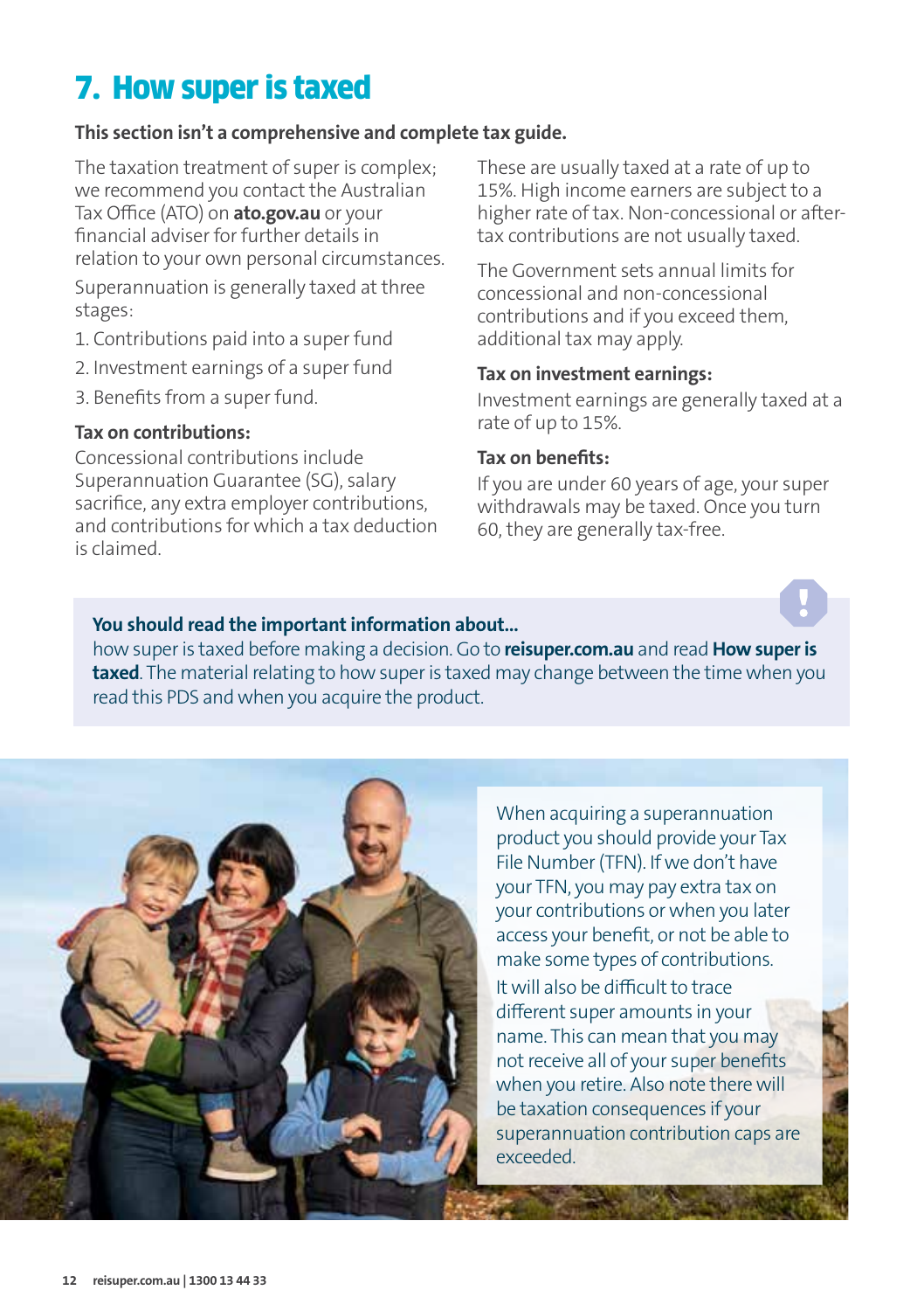# 7. How super is taxed

**This section isn't a comprehensive and complete tax guide.**

The taxation treatment of super is complex; we recommend you contact the Australian Tax Office (ATO) on **ato.gov.au** or your financial adviser for further details in relation to your own personal circumstances.

Superannuation is generally taxed at three stages:

1. Contributions paid into a super fund
2. Investment earnings of a super fund
3. Benefits from a super fund.

**Tax on contributions:**

Concessional contributions include Superannuation Guarantee (SG), salary sacrifice, any extra employer contributions, and contributions for which a tax deduction is claimed.

These are usually taxed at a rate of up to 15%. High income earners are subject to a higher rate of tax. Non-concessional or after-tax contributions are not usually taxed.

The Government sets annual limits for concessional and non-concessional contributions and if you exceed them, additional tax may apply.

**Tax on investment earnings:**

Investment earnings are generally taxed at a rate of up to 15%.

**Tax on benefits:**

If you are under 60 years of age, your super withdrawals may be taxed. Once you turn 60, they are generally tax-free.

**You should read the important information about...**
how super is taxed before making a decision. Go to **reisuper.com.au** and read **How super is taxed**. The material relating to how super is taxed may change between the time when you read this PDS and when you acquire the product.

When acquiring a superannuation product you should provide your Tax File Number (TFN). If we don't have your TFN, you may pay extra tax on your contributions or when you later access your benefit, or not be able to make some types of contributions.

It will also be difficult to trace different super amounts in your name. This can mean that you may not receive all of your super benefits when you retire. Also note there will be taxation consequences if your superannuation contribution caps are exceeded.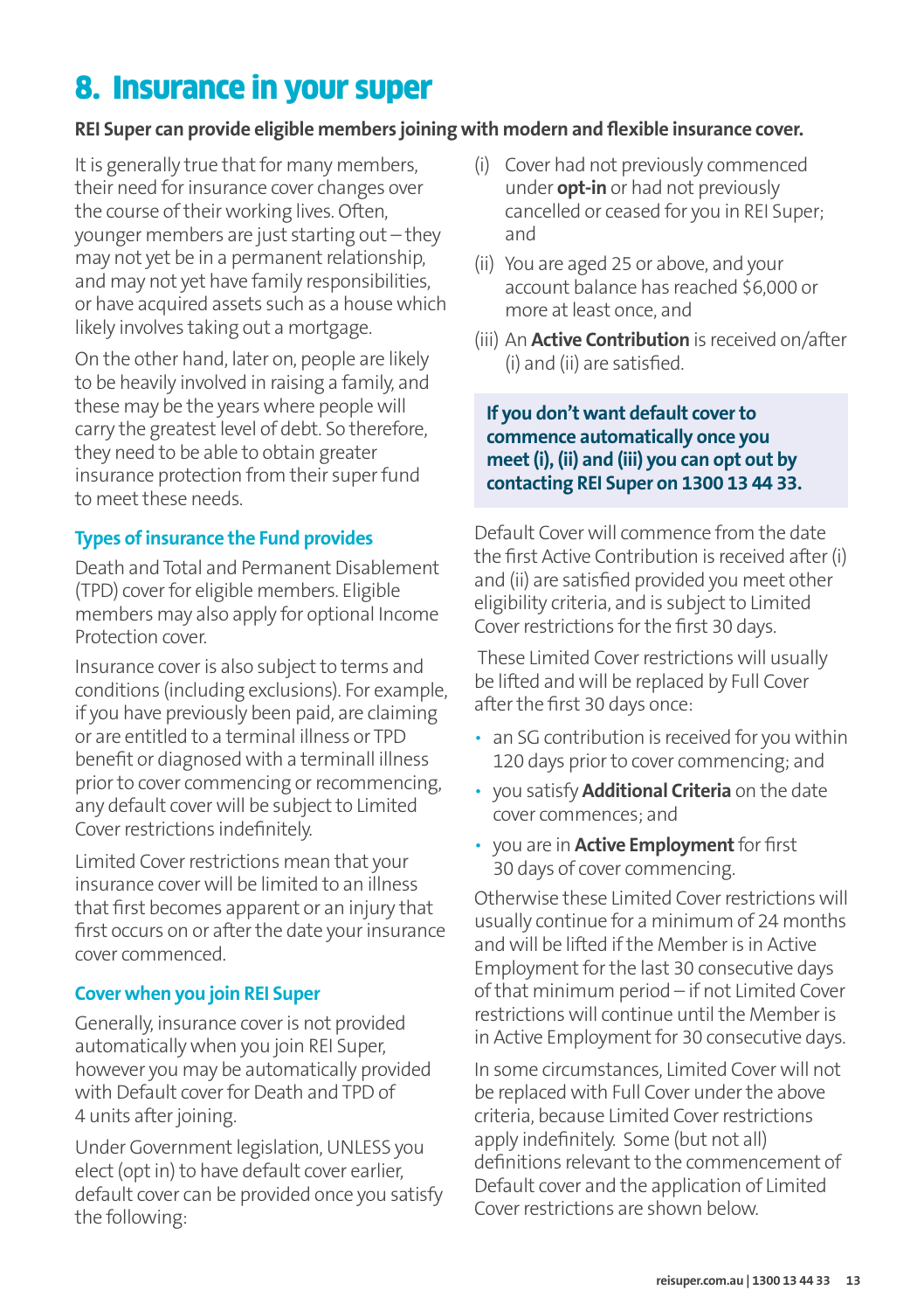# 8. Insurance in your super

**REI Super can provide eligible members joining with modern and flexible insurance cover.**

It is generally true that for many members, their need for insurance cover changes over the course of their working lives. Often, younger members are just starting out – they may not yet be in a permanent relationship, and may not yet have family responsibilities, or have acquired assets such as a house which likely involves taking out a mortgage.

On the other hand, later on, people are likely to be heavily involved in raising a family, and these may be the years where people will carry the greatest level of debt. So therefore, they need to be able to obtain greater insurance protection from their super fund to meet these needs.

## Types of insurance the Fund provides

Death and Total and Permanent Disablement (TPD) cover for eligible members. Eligible members may also apply for optional Income Protection cover.

Insurance cover is also subject to terms and conditions (including exclusions). For example, if you have previously been paid, are claiming or are entitled to a terminal illness or TPD benefit or diagnosed with a terminall illness prior to cover commencing or recommencing, any default cover will be subject to Limited Cover restrictions indefinitely.

Limited Cover restrictions mean that your insurance cover will be limited to an illness that first becomes apparent or an injury that first occurs on or after the date your insurance cover commenced.

## Cover when you join REI Super

Generally, insurance cover is not provided automatically when you join REI Super, however you may be automatically provided with Default cover for Death and TPD of 4 units after joining.

Under Government legislation, UNLESS you elect (opt in) to have default cover earlier, default cover can be provided once you satisfy the following:

(i) Cover had not previously commenced under **opt-in** or had not previously cancelled or ceased for you in REI Super; and

(ii) You are aged 25 or above, and your account balance has reached $6,000 or more at least once, and

(iii) An **Active Contribution** is received on/after (i) and (ii) are satisfied.

**If you don't want default cover to commence automatically once you meet (i), (ii) and (iii) you can opt out by contacting REI Super on 1300 13 44 33.**

Default Cover will commence from the date the first Active Contribution is received after (i) and (ii) are satisfied provided you meet other eligibility criteria, and is subject to Limited Cover restrictions for the first 30 days.

These Limited Cover restrictions will usually be lifted and will be replaced by Full Cover after the first 30 days once:

- an SG contribution is received for you within 120 days prior to cover commencing; and
- you satisfy **Additional Criteria** on the date cover commences; and
- you are in **Active Employment** for first 30 days of cover commencing.

Otherwise these Limited Cover restrictions will usually continue for a minimum of 24 months and will be lifted if the Member is in Active Employment for the last 30 consecutive days of that minimum period – if not Limited Cover restrictions will continue until the Member is in Active Employment for 30 consecutive days.

In some circumstances, Limited Cover will not be replaced with Full Cover under the above criteria, because Limited Cover restrictions apply indefinitely. Some (but not all) definitions relevant to the commencement of Default cover and the application of Limited Cover restrictions are shown below.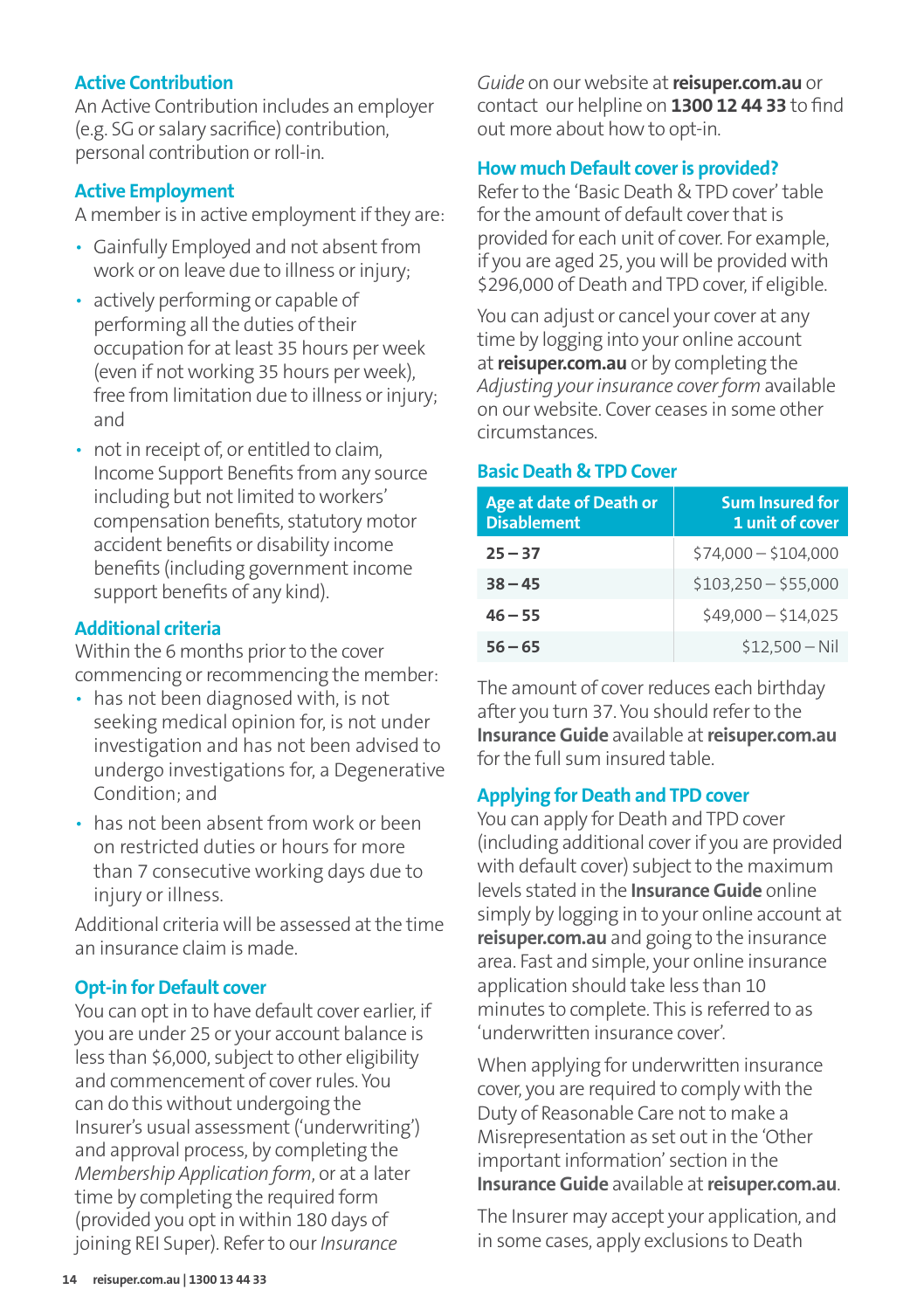### Active Contribution

An Active Contribution includes an employer (e.g. SG or salary sacrifice) contribution, personal contribution or roll-in.

### Active Employment

A member is in active employment if they are:

- Gainfully Employed and not absent from work or on leave due to illness or injury;
- actively performing or capable of performing all the duties of their occupation for at least 35 hours per week (even if not working 35 hours per week), free from limitation due to illness or injury; and
- not in receipt of, or entitled to claim, Income Support Benefits from any source including but not limited to workers' compensation benefits, statutory motor accident benefits or disability income benefits (including government income support benefits of any kind).

### Additional criteria

Within the 6 months prior to the cover commencing or recommencing the member:

- has not been diagnosed with, is not seeking medical opinion for, is not under investigation and has not been advised to undergo investigations for, a Degenerative Condition; and
- has not been absent from work or been on restricted duties or hours for more than 7 consecutive working days due to injury or illness.

Additional criteria will be assessed at the time an insurance claim is made.

### Opt-in for Default cover

You can opt in to have default cover earlier, if you are under 25 or your account balance is less than $6,000, subject to other eligibility and commencement of cover rules. You can do this without undergoing the Insurer's usual assessment ('underwriting') and approval process, by completing the *Membership Application form*, or at a later time by completing the required form (provided you opt in within 180 days of joining REI Super). Refer to our *Insurance Guide* on our website at **reisuper.com.au** or contact our helpline on **1300 12 44 33** to find out more about how to opt-in.

### How much Default cover is provided?

Refer to the 'Basic Death & TPD cover' table for the amount of default cover that is provided for each unit of cover. For example, if you are aged 25, you will be provided with $296,000 of Death and TPD cover, if eligible.

You can adjust or cancel your cover at any time by logging into your online account at **reisuper.com.au** or by completing the *Adjusting your insurance cover form* available on our website. Cover ceases in some other circumstances.

### Basic Death & TPD Cover

| Age at date of Death or Disablement | Sum Insured for 1 unit of cover |
|---|---|
| **25 – 37** | $74,000 – $104,000 |
| **38 – 45** | $103,250 – $55,000 |
| **46 – 55** | $49,000 – $14,025 |
| **56 – 65** | $12,500 – Nil |

The amount of cover reduces each birthday after you turn 37. You should refer to the **Insurance Guide** available at **reisuper.com.au** for the full sum insured table.

### Applying for Death and TPD cover

You can apply for Death and TPD cover (including additional cover if you are provided with default cover) subject to the maximum levels stated in the **Insurance Guide** online simply by logging in to your online account at **reisuper.com.au** and going to the insurance area. Fast and simple, your online insurance application should take less than 10 minutes to complete. This is referred to as 'underwritten insurance cover'.

When applying for underwritten insurance cover, you are required to comply with the Duty of Reasonable Care not to make a Misrepresentation as set out in the 'Other important information' section in the **Insurance Guide** available at **reisuper.com.au**.

The Insurer may accept your application, and in some cases, apply exclusions to Death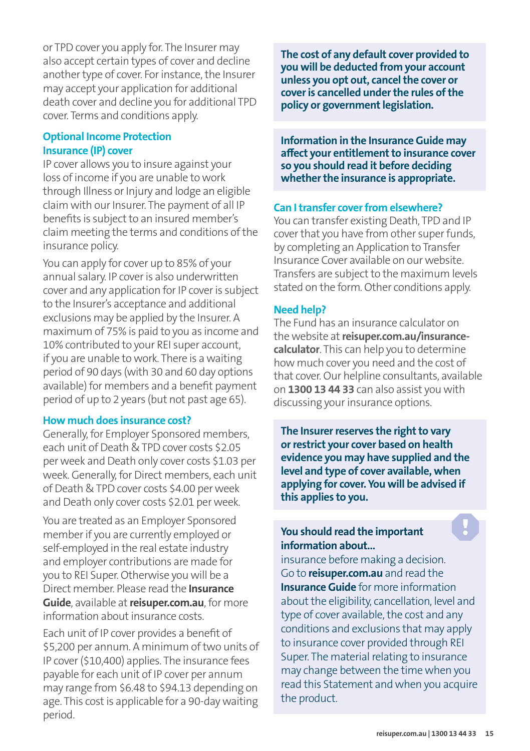or TPD cover you apply for. The Insurer may also accept certain types of cover and decline another type of cover. For instance, the Insurer may accept your application for additional death cover and decline you for additional TPD cover. Terms and conditions apply.

### Optional Income Protection Insurance (IP) cover

IP cover allows you to insure against your loss of income if you are unable to work through Illness or Injury and lodge an eligible claim with our Insurer. The payment of all IP benefits is subject to an insured member's claim meeting the terms and conditions of the insurance policy.

You can apply for cover up to 85% of your annual salary. IP cover is also underwritten cover and any application for IP cover is subject to the Insurer's acceptance and additional exclusions may be applied by the Insurer. A maximum of 75% is paid to you as income and 10% contributed to your REI super account, if you are unable to work. There is a waiting period of 90 days (with 30 and 60 day options available) for members and a benefit payment period of up to 2 years (but not past age 65).

### How much does insurance cost?

Generally, for Employer Sponsored members, each unit of Death & TPD cover costs $2.05 per week and Death only cover costs $1.03 per week. Generally, for Direct members, each unit of Death & TPD cover costs $4.00 per week and Death only cover costs $2.01 per week.

You are treated as an Employer Sponsored member if you are currently employed or self-employed in the real estate industry and employer contributions are made for you to REI Super. Otherwise you will be a Direct member. Please read the **Insurance Guide**, available at **reisuper.com.au**, for more information about insurance costs.

Each unit of IP cover provides a benefit of $5,200 per annum. A minimum of two units of IP cover ($10,400) applies. The insurance fees payable for each unit of IP cover per annum may range from $6.48 to $94.13 depending on age. This cost is applicable for a 90-day waiting period.

**The cost of any default cover provided to you will be deducted from your account unless you opt out, cancel the cover or cover is cancelled under the rules of the policy or government legislation.**

**Information in the Insurance Guide may affect your entitlement to insurance cover so you should read it before deciding whether the insurance is appropriate.**

### Can I transfer cover from elsewhere?

You can transfer existing Death, TPD and IP cover that you have from other super funds, by completing an Application to Transfer Insurance Cover available on our website. Transfers are subject to the maximum levels stated on the form. Other conditions apply.

### Need help?

The Fund has an insurance calculator on the website at **reisuper.com.au/insurance-calculator**. This can help you to determine how much cover you need and the cost of that cover. Our helpline consultants, available on **1300 13 44 33** can also assist you with discussing your insurance options.

**The Insurer reserves the right to vary or restrict your cover based on health evidence you may have supplied and the level and type of cover available, when applying for cover. You will be advised if this applies to you.**

**You should read the important information about...**
insurance before making a decision. Go to **reisuper.com.au** and read the **Insurance Guide** for more information about the eligibility, cancellation, level and type of cover available, the cost and any conditions and exclusions that may apply to insurance cover provided through REI Super. The material relating to insurance may change between the time when you read this Statement and when you acquire the product.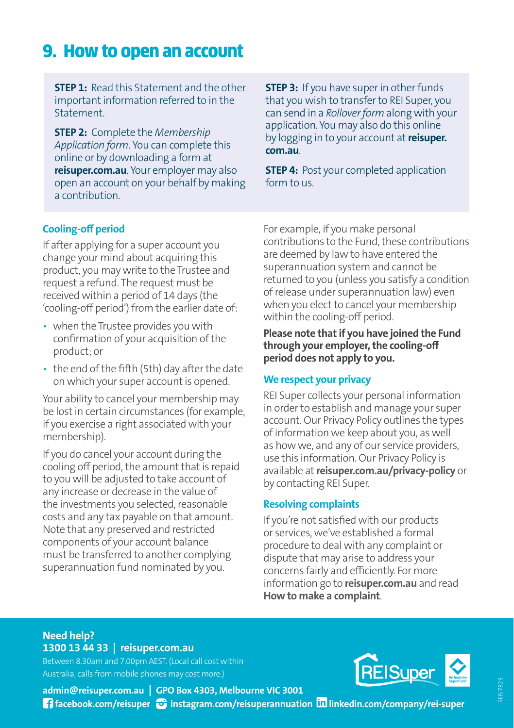# 9. How to open an account

**STEP 1:** Read this Statement and the other important information referred to in the Statement.

**STEP 2:** Complete the *Membership Application form*. You can complete this online or by downloading a form at **reisuper.com.au**. Your employer may also open an account on your behalf by making a contribution.

**STEP 3:** If you have super in other funds that you wish to transfer to REI Super, you can send in a *Rollover form* along with your application. You may also do this online by logging in to your account at **reisuper.com.au**.

**STEP 4:** Post your completed application form to us.

### Cooling-off period

If after applying for a super account you change your mind about acquiring this product, you may write to the Trustee and request a refund. The request must be received within a period of 14 days (the 'cooling-off period') from the earlier date of:

- when the Trustee provides you with confirmation of your acquisition of the product; or
- the end of the fifth (5th) day after the date on which your super account is opened.

Your ability to cancel your membership may be lost in certain circumstances (for example, if you exercise a right associated with your membership).

If you do cancel your account during the cooling off period, the amount that is repaid to you will be adjusted to take account of any increase or decrease in the value of the investments you selected, reasonable costs and any tax payable on that amount. Note that any preserved and restricted components of your account balance must be transferred to another complying superannuation fund nominated by you.

For example, if you make personal contributions to the Fund, these contributions are deemed by law to have entered the superannuation system and cannot be returned to you (unless you satisfy a condition of release under superannuation law) even when you elect to cancel your membership within the cooling-off period.

**Please note that if you have joined the Fund through your employer, the cooling-off period does not apply to you.**

### We respect your privacy

REI Super collects your personal information in order to establish and manage your super account. Our Privacy Policy outlines the types of information we keep about you, as well as how we, and any of our service providers, use this information. Our Privacy Policy is available at **reisuper.com.au/privacy-policy** or by contacting REI Super.

### Resolving complaints

If you're not satisfied with our products or services, we've established a formal procedure to deal with any complaint or dispute that may arise to address your concerns fairly and efficiently. For more information go to **reisuper.com.au** and read **How to make a complaint**.

**Need help?**
**1300 13 44 33 | reisuper.com.au**
Between 8.30am and 7.00pm AEST. (Local call cost within Australia, calls from mobile phones may cost more.)

**admin@reisuper.com.au | GPO Box 4303, Melbourne VIC 3001**
**facebook.com/reisuper** **instagram.com/reisuperannuation** **linkedin.com/company/rei-super**

REIS 7823